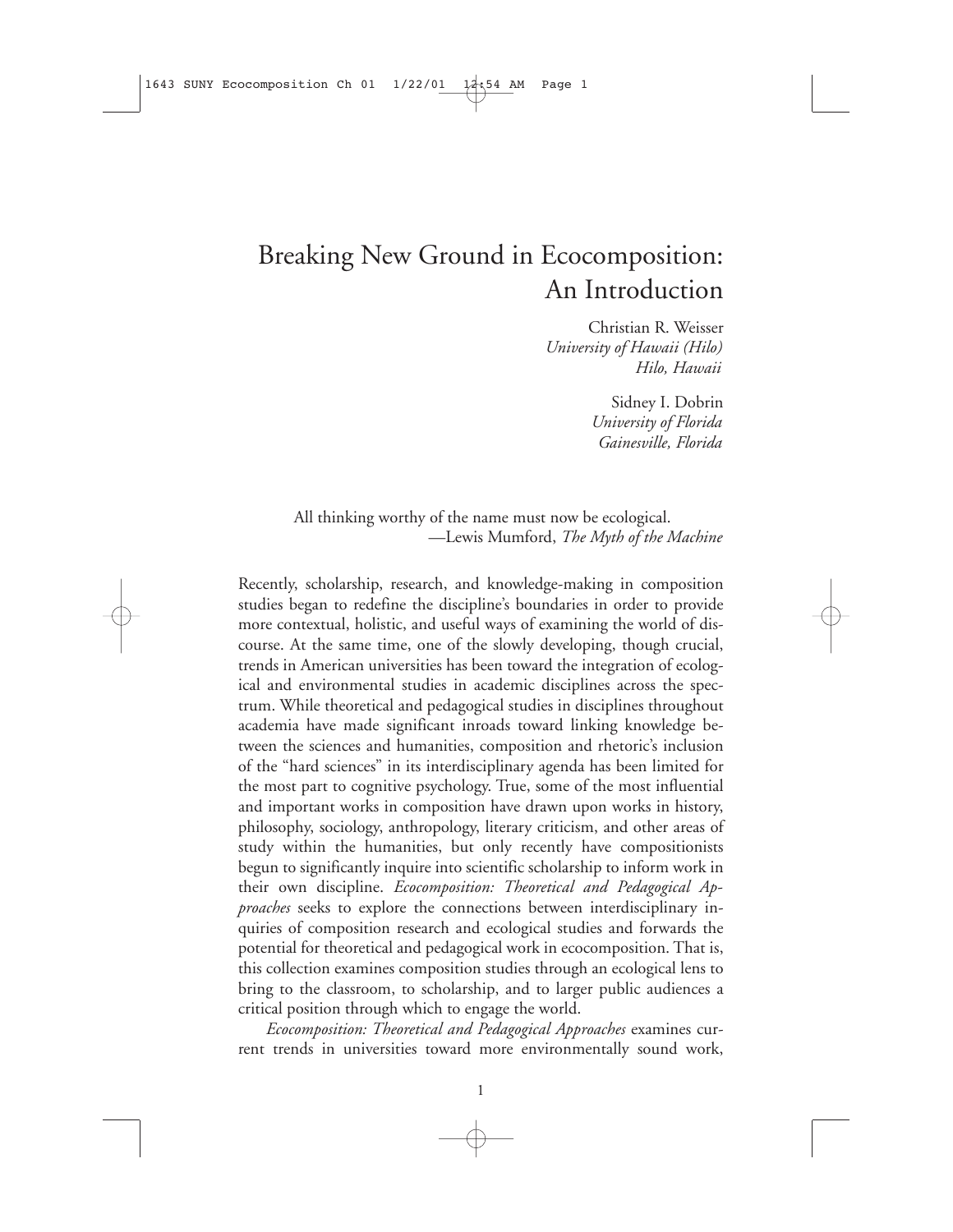# Breaking New Ground in Ecocomposition: An Introduction

Christian R. Weisser
*University of Hawaii (Hilo)*
*Hilo, Hawaii*

Sidney I. Dobrin
*University of Florida*
*Gainesville, Florida*

> All thinking worthy of the name must now be ecological.
> —Lewis Mumford, *The Myth of the Machine*

Recently, scholarship, research, and knowledge-making in composition studies began to redefine the discipline's boundaries in order to provide more contextual, holistic, and useful ways of examining the world of discourse. At the same time, one of the slowly developing, though crucial, trends in American universities has been toward the integration of ecological and environmental studies in academic disciplines across the spectrum. While theoretical and pedagogical studies in disciplines throughout academia have made significant inroads toward linking knowledge between the sciences and humanities, composition and rhetoric's inclusion of the "hard sciences" in its interdisciplinary agenda has been limited for the most part to cognitive psychology. True, some of the most influential and important works in composition have drawn upon works in history, philosophy, sociology, anthropology, literary criticism, and other areas of study within the humanities, but only recently have compositionists begun to significantly inquire into scientific scholarship to inform work in their own discipline. *Ecocomposition: Theoretical and Pedagogical Approaches* seeks to explore the connections between interdisciplinary inquiries of composition research and ecological studies and forwards the potential for theoretical and pedagogical work in ecocomposition. That is, this collection examines composition studies through an ecological lens to bring to the classroom, to scholarship, and to larger public audiences a critical position through which to engage the world.

*Ecocomposition: Theoretical and Pedagogical Approaches* examines current trends in universities toward more environmentally sound work,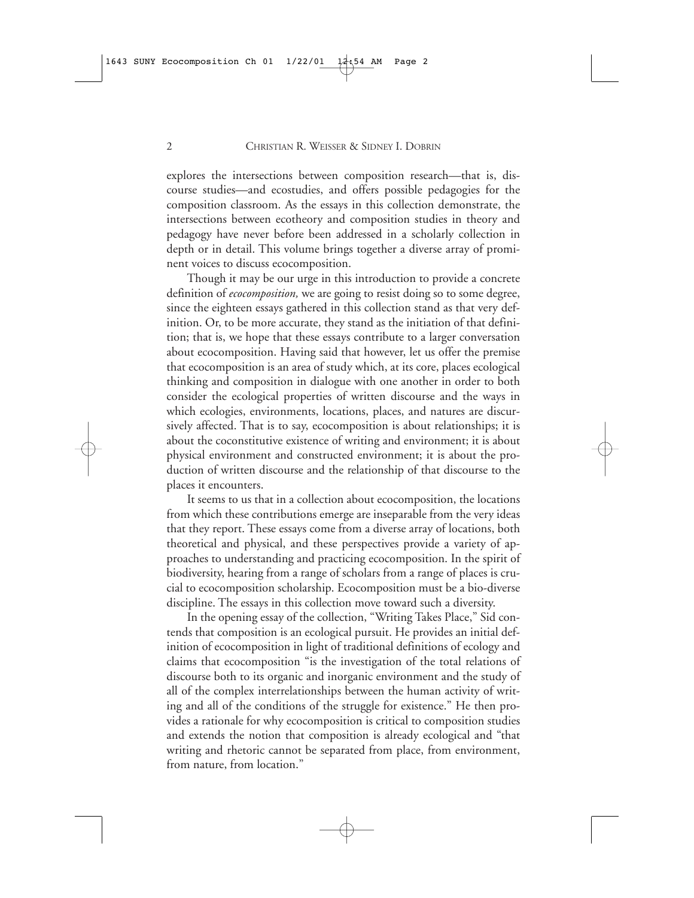explores the intersections between composition research—that is, discourse studies—and ecostudies, and offers possible pedagogies for the composition classroom. As the essays in this collection demonstrate, the intersections between ecotheory and composition studies in theory and pedagogy have never before been addressed in a scholarly collection in depth or in detail. This volume brings together a diverse array of prominent voices to discuss ecocomposition.

Though it may be our urge in this introduction to provide a concrete definition of *ecocomposition,* we are going to resist doing so to some degree, since the eighteen essays gathered in this collection stand as that very definition. Or, to be more accurate, they stand as the initiation of that definition; that is, we hope that these essays contribute to a larger conversation about ecocomposition. Having said that however, let us offer the premise that ecocomposition is an area of study which, at its core, places ecological thinking and composition in dialogue with one another in order to both consider the ecological properties of written discourse and the ways in which ecologies, environments, locations, places, and natures are discursively affected. That is to say, ecocomposition is about relationships; it is about the coconstitutive existence of writing and environment; it is about physical environment and constructed environment; it is about the production of written discourse and the relationship of that discourse to the places it encounters.

It seems to us that in a collection about ecocomposition, the locations from which these contributions emerge are inseparable from the very ideas that they report. These essays come from a diverse array of locations, both theoretical and physical, and these perspectives provide a variety of approaches to understanding and practicing ecocomposition. In the spirit of biodiversity, hearing from a range of scholars from a range of places is crucial to ecocomposition scholarship. Ecocomposition must be a bio-diverse discipline. The essays in this collection move toward such a diversity.

In the opening essay of the collection, "Writing Takes Place," Sid contends that composition is an ecological pursuit. He provides an initial definition of ecocomposition in light of traditional definitions of ecology and claims that ecocomposition "is the investigation of the total relations of discourse both to its organic and inorganic environment and the study of all of the complex interrelationships between the human activity of writing and all of the conditions of the struggle for existence." He then provides a rationale for why ecocomposition is critical to composition studies and extends the notion that composition is already ecological and "that writing and rhetoric cannot be separated from place, from environment, from nature, from location."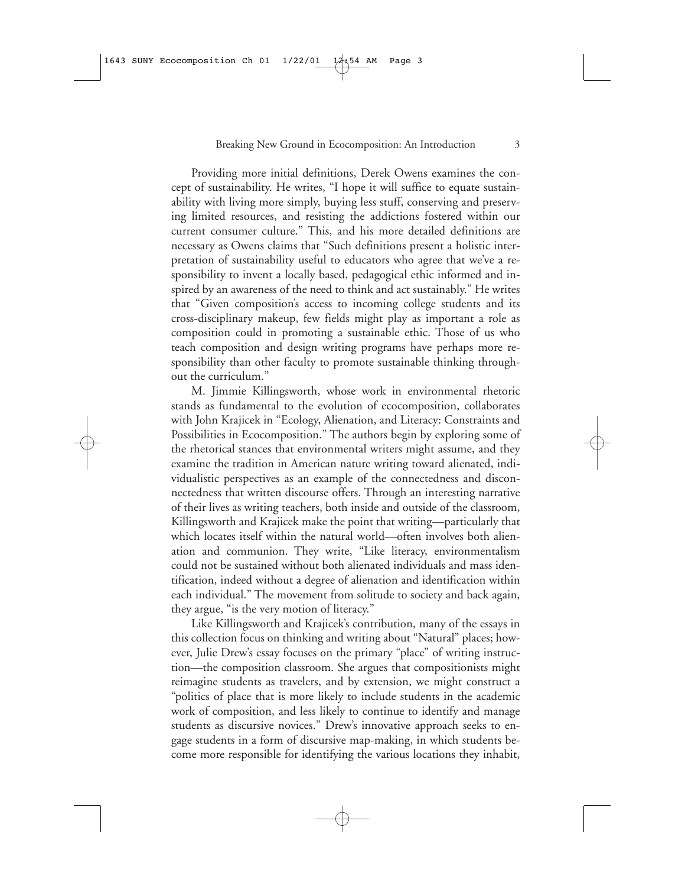Providing more initial definitions, Derek Owens examines the concept of sustainability. He writes, "I hope it will suffice to equate sustainability with living more simply, buying less stuff, conserving and preserving limited resources, and resisting the addictions fostered within our current consumer culture." This, and his more detailed definitions are necessary as Owens claims that "Such definitions present a holistic interpretation of sustainability useful to educators who agree that we've a responsibility to invent a locally based, pedagogical ethic informed and inspired by an awareness of the need to think and act sustainably." He writes that "Given composition's access to incoming college students and its cross-disciplinary makeup, few fields might play as important a role as composition could in promoting a sustainable ethic. Those of us who teach composition and design writing programs have perhaps more responsibility than other faculty to promote sustainable thinking throughout the curriculum."

M. Jimmie Killingsworth, whose work in environmental rhetoric stands as fundamental to the evolution of ecocomposition, collaborates with John Krajicek in "Ecology, Alienation, and Literacy: Constraints and Possibilities in Ecocomposition." The authors begin by exploring some of the rhetorical stances that environmental writers might assume, and they examine the tradition in American nature writing toward alienated, individualistic perspectives as an example of the connectedness and disconnectedness that written discourse offers. Through an interesting narrative of their lives as writing teachers, both inside and outside of the classroom, Killingsworth and Krajicek make the point that writing—particularly that which locates itself within the natural world—often involves both alienation and communion. They write, "Like literacy, environmentalism could not be sustained without both alienated individuals and mass identification, indeed without a degree of alienation and identification within each individual." The movement from solitude to society and back again, they argue, "is the very motion of literacy."

Like Killingsworth and Krajicek's contribution, many of the essays in this collection focus on thinking and writing about "Natural" places; however, Julie Drew's essay focuses on the primary "place" of writing instruction—the composition classroom. She argues that compositionists might reimagine students as travelers, and by extension, we might construct a "politics of place that is more likely to include students in the academic work of composition, and less likely to continue to identify and manage students as discursive novices." Drew's innovative approach seeks to engage students in a form of discursive map-making, in which students become more responsible for identifying the various locations they inhabit,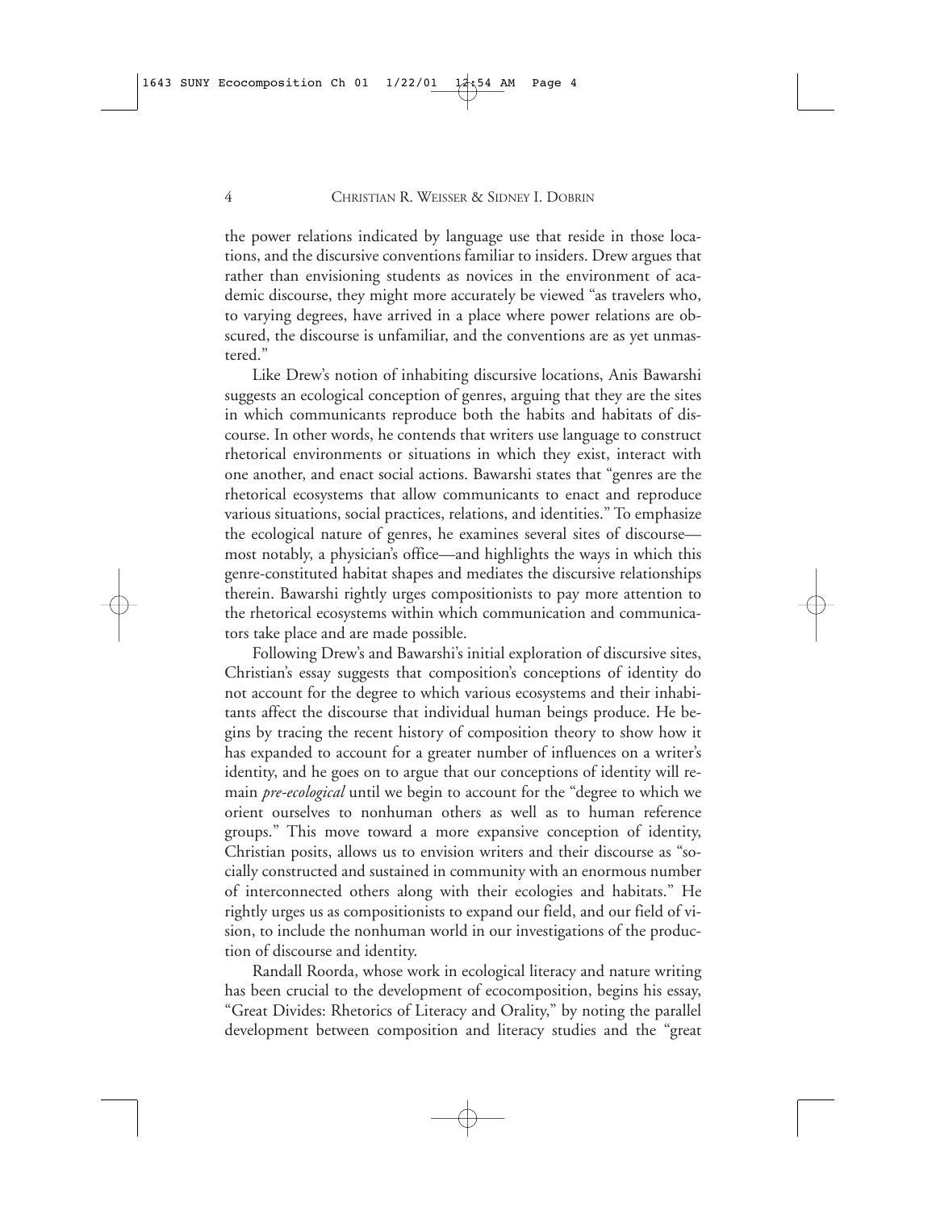the power relations indicated by language use that reside in those locations, and the discursive conventions familiar to insiders. Drew argues that rather than envisioning students as novices in the environment of academic discourse, they might more accurately be viewed "as travelers who, to varying degrees, have arrived in a place where power relations are obscured, the discourse is unfamiliar, and the conventions are as yet unmastered."

Like Drew's notion of inhabiting discursive locations, Anis Bawarshi suggests an ecological conception of genres, arguing that they are the sites in which communicants reproduce both the habits and habitats of discourse. In other words, he contends that writers use language to construct rhetorical environments or situations in which they exist, interact with one another, and enact social actions. Bawarshi states that "genres are the rhetorical ecosystems that allow communicants to enact and reproduce various situations, social practices, relations, and identities." To emphasize the ecological nature of genres, he examines several sites of discourse—most notably, a physician's office—and highlights the ways in which this genre-constituted habitat shapes and mediates the discursive relationships therein. Bawarshi rightly urges compositionists to pay more attention to the rhetorical ecosystems within which communication and communicators take place and are made possible.

Following Drew's and Bawarshi's initial exploration of discursive sites, Christian's essay suggests that composition's conceptions of identity do not account for the degree to which various ecosystems and their inhabitants affect the discourse that individual human beings produce. He begins by tracing the recent history of composition theory to show how it has expanded to account for a greater number of influences on a writer's identity, and he goes on to argue that our conceptions of identity will remain *pre-ecological* until we begin to account for the "degree to which we orient ourselves to nonhuman others as well as to human reference groups." This move toward a more expansive conception of identity, Christian posits, allows us to envision writers and their discourse as "socially constructed and sustained in community with an enormous number of interconnected others along with their ecologies and habitats." He rightly urges us as compositionists to expand our field, and our field of vision, to include the nonhuman world in our investigations of the production of discourse and identity.

Randall Roorda, whose work in ecological literacy and nature writing has been crucial to the development of ecocomposition, begins his essay, "Great Divides: Rhetorics of Literacy and Orality," by noting the parallel development between composition and literacy studies and the "great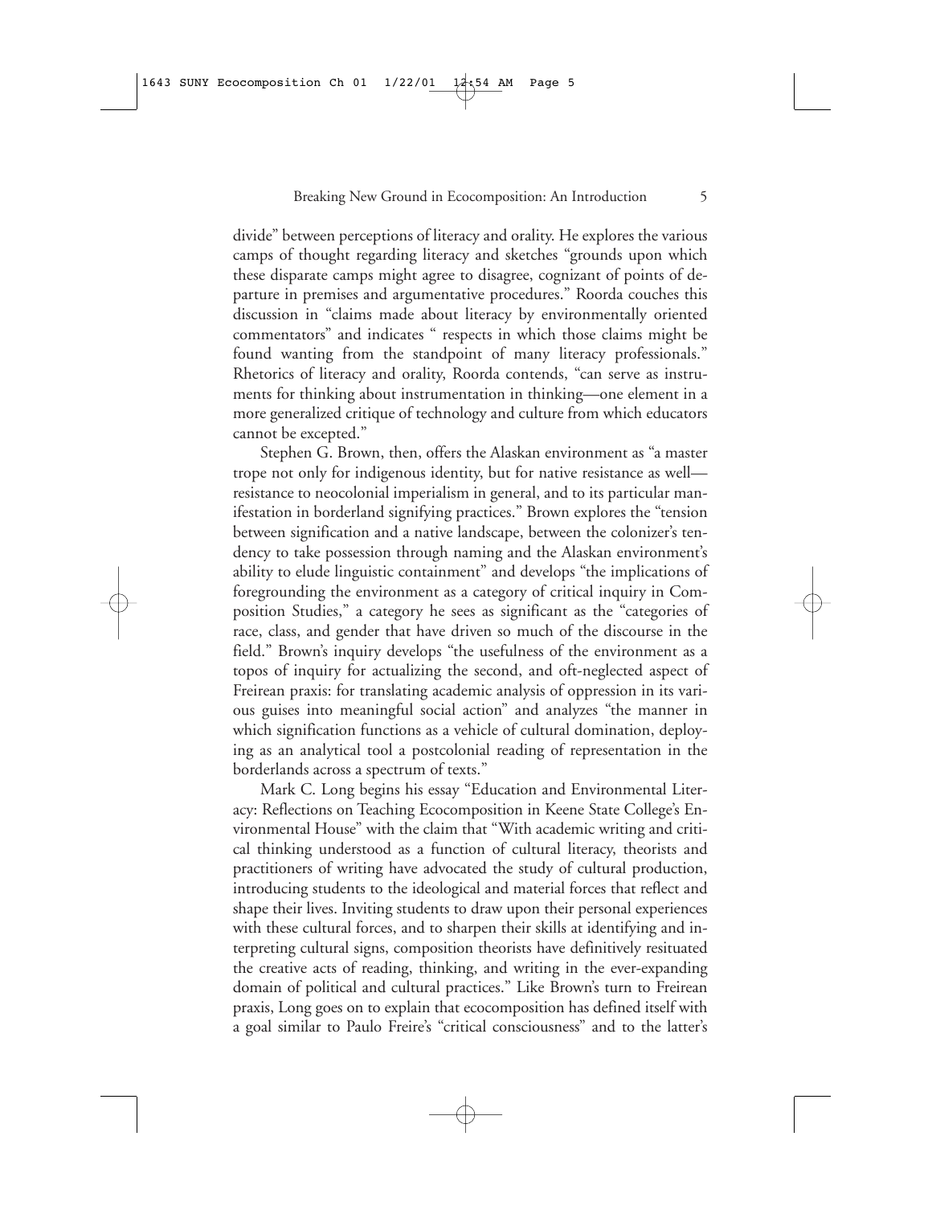divide" between perceptions of literacy and orality. He explores the various camps of thought regarding literacy and sketches "grounds upon which these disparate camps might agree to disagree, cognizant of points of departure in premises and argumentative procedures." Roorda couches this discussion in "claims made about literacy by environmentally oriented commentators" and indicates " respects in which those claims might be found wanting from the standpoint of many literacy professionals." Rhetorics of literacy and orality, Roorda contends, "can serve as instruments for thinking about instrumentation in thinking—one element in a more generalized critique of technology and culture from which educators cannot be excepted."

Stephen G. Brown, then, offers the Alaskan environment as "a master trope not only for indigenous identity, but for native resistance as well—resistance to neocolonial imperialism in general, and to its particular manifestation in borderland signifying practices." Brown explores the "tension between signification and a native landscape, between the colonizer's tendency to take possession through naming and the Alaskan environment's ability to elude linguistic containment" and develops "the implications of foregrounding the environment as a category of critical inquiry in Composition Studies," a category he sees as significant as the "categories of race, class, and gender that have driven so much of the discourse in the field." Brown's inquiry develops "the usefulness of the environment as a topos of inquiry for actualizing the second, and oft-neglected aspect of Freirean praxis: for translating academic analysis of oppression in its various guises into meaningful social action" and analyzes "the manner in which signification functions as a vehicle of cultural domination, deploying as an analytical tool a postcolonial reading of representation in the borderlands across a spectrum of texts."

Mark C. Long begins his essay "Education and Environmental Literacy: Reflections on Teaching Ecocomposition in Keene State College's Environmental House" with the claim that "With academic writing and critical thinking understood as a function of cultural literacy, theorists and practitioners of writing have advocated the study of cultural production, introducing students to the ideological and material forces that reflect and shape their lives. Inviting students to draw upon their personal experiences with these cultural forces, and to sharpen their skills at identifying and interpreting cultural signs, composition theorists have definitively resituated the creative acts of reading, thinking, and writing in the ever-expanding domain of political and cultural practices." Like Brown's turn to Freirean praxis, Long goes on to explain that ecocomposition has defined itself with a goal similar to Paulo Freire's "critical consciousness" and to the latter's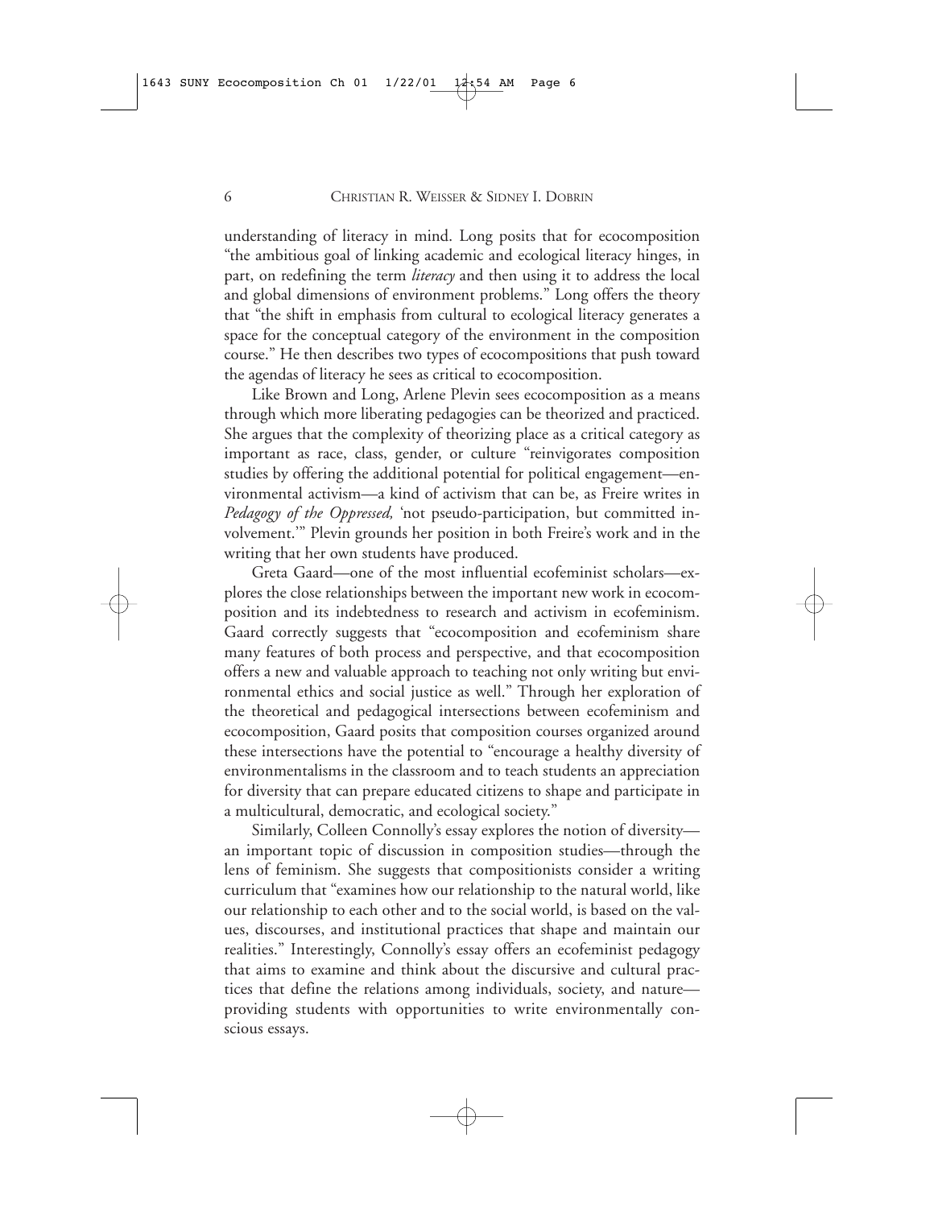understanding of literacy in mind. Long posits that for ecocomposition "the ambitious goal of linking academic and ecological literacy hinges, in part, on redefining the term *literacy* and then using it to address the local and global dimensions of environment problems." Long offers the theory that "the shift in emphasis from cultural to ecological literacy generates a space for the conceptual category of the environment in the composition course." He then describes two types of ecocompositions that push toward the agendas of literacy he sees as critical to ecocomposition.

Like Brown and Long, Arlene Plevin sees ecocomposition as a means through which more liberating pedagogies can be theorized and practiced. She argues that the complexity of theorizing place as a critical category as important as race, class, gender, or culture "reinvigorates composition studies by offering the additional potential for political engagement—environmental activism—a kind of activism that can be, as Freire writes in *Pedagogy of the Oppressed,* 'not pseudo-participation, but committed involvement.'" Plevin grounds her position in both Freire's work and in the writing that her own students have produced.

Greta Gaard—one of the most influential ecofeminist scholars—explores the close relationships between the important new work in ecocomposition and its indebtedness to research and activism in ecofeminism. Gaard correctly suggests that "ecocomposition and ecofeminism share many features of both process and perspective, and that ecocomposition offers a new and valuable approach to teaching not only writing but environmental ethics and social justice as well." Through her exploration of the theoretical and pedagogical intersections between ecofeminism and ecocomposition, Gaard posits that composition courses organized around these intersections have the potential to "encourage a healthy diversity of environmentalisms in the classroom and to teach students an appreciation for diversity that can prepare educated citizens to shape and participate in a multicultural, democratic, and ecological society."

Similarly, Colleen Connolly's essay explores the notion of diversity—an important topic of discussion in composition studies—through the lens of feminism. She suggests that compositionists consider a writing curriculum that "examines how our relationship to the natural world, like our relationship to each other and to the social world, is based on the values, discourses, and institutional practices that shape and maintain our realities." Interestingly, Connolly's essay offers an ecofeminist pedagogy that aims to examine and think about the discursive and cultural practices that define the relations among individuals, society, and nature—providing students with opportunities to write environmentally conscious essays.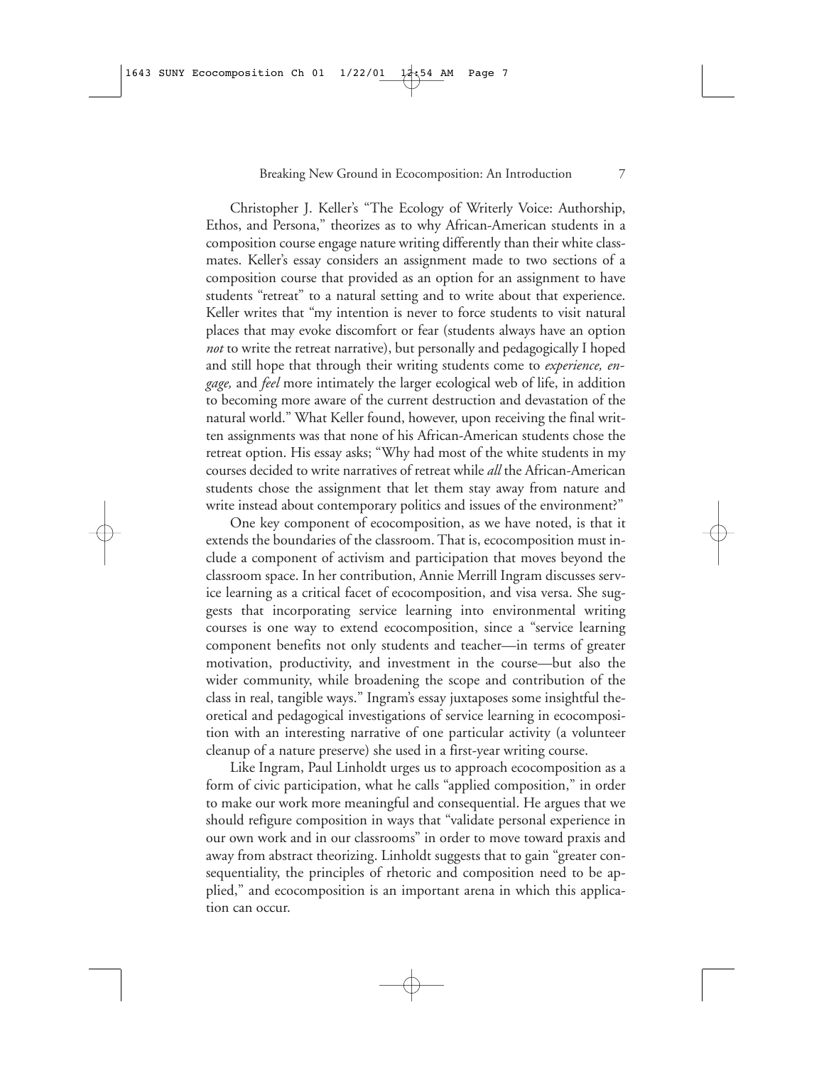Christopher J. Keller's "The Ecology of Writerly Voice: Authorship, Ethos, and Persona," theorizes as to why African-American students in a composition course engage nature writing differently than their white classmates. Keller's essay considers an assignment made to two sections of a composition course that provided as an option for an assignment to have students "retreat" to a natural setting and to write about that experience. Keller writes that "my intention is never to force students to visit natural places that may evoke discomfort or fear (students always have an option *not* to write the retreat narrative), but personally and pedagogically I hoped and still hope that through their writing students come to *experience, engage,* and *feel* more intimately the larger ecological web of life, in addition to becoming more aware of the current destruction and devastation of the natural world." What Keller found, however, upon receiving the final written assignments was that none of his African-American students chose the retreat option. His essay asks; "Why had most of the white students in my courses decided to write narratives of retreat while *all* the African-American students chose the assignment that let them stay away from nature and write instead about contemporary politics and issues of the environment?"

One key component of ecocomposition, as we have noted, is that it extends the boundaries of the classroom. That is, ecocomposition must include a component of activism and participation that moves beyond the classroom space. In her contribution, Annie Merrill Ingram discusses service learning as a critical facet of ecocomposition, and visa versa. She suggests that incorporating service learning into environmental writing courses is one way to extend ecocomposition, since a "service learning component benefits not only students and teacher—in terms of greater motivation, productivity, and investment in the course—but also the wider community, while broadening the scope and contribution of the class in real, tangible ways." Ingram's essay juxtaposes some insightful theoretical and pedagogical investigations of service learning in ecocomposition with an interesting narrative of one particular activity (a volunteer cleanup of a nature preserve) she used in a first-year writing course.

Like Ingram, Paul Linholdt urges us to approach ecocomposition as a form of civic participation, what he calls "applied composition," in order to make our work more meaningful and consequential. He argues that we should refigure composition in ways that "validate personal experience in our own work and in our classrooms" in order to move toward praxis and away from abstract theorizing. Linholdt suggests that to gain "greater consequentiality, the principles of rhetoric and composition need to be applied," and ecocomposition is an important arena in which this application can occur.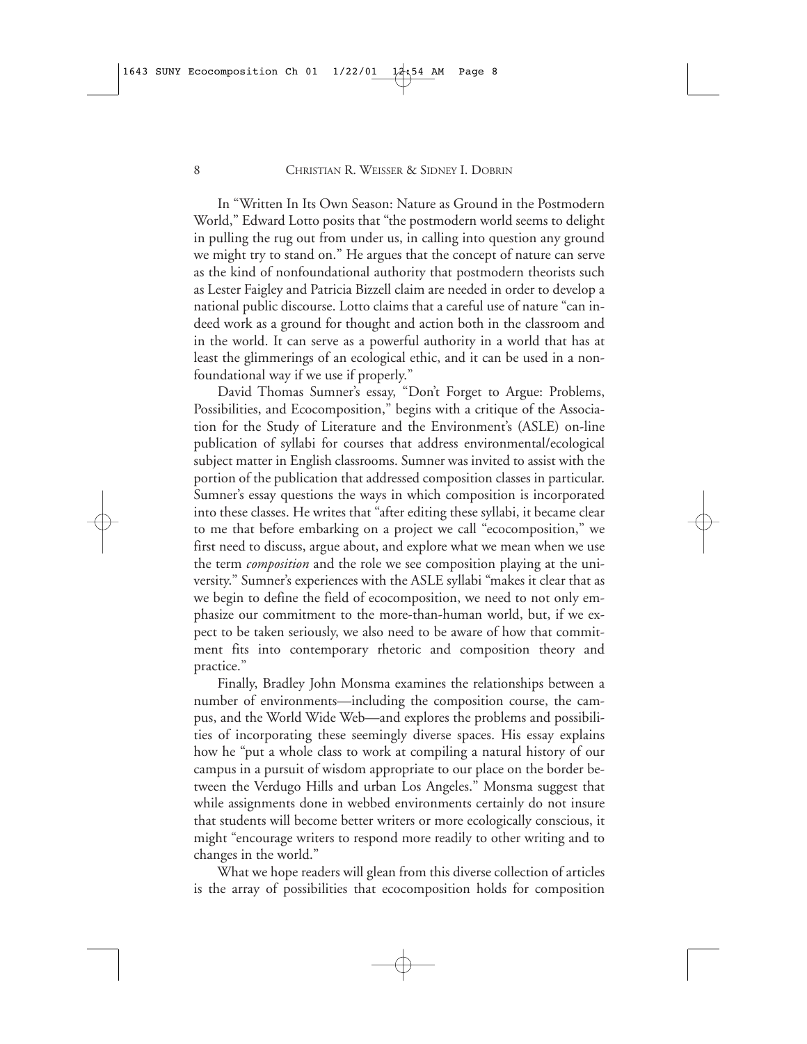In "Written In Its Own Season: Nature as Ground in the Postmodern World," Edward Lotto posits that "the postmodern world seems to delight in pulling the rug out from under us, in calling into question any ground we might try to stand on." He argues that the concept of nature can serve as the kind of nonfoundational authority that postmodern theorists such as Lester Faigley and Patricia Bizzell claim are needed in order to develop a national public discourse. Lotto claims that a careful use of nature "can indeed work as a ground for thought and action both in the classroom and in the world. It can serve as a powerful authority in a world that has at least the glimmerings of an ecological ethic, and it can be used in a nonfoundational way if we use if properly."

David Thomas Sumner's essay, "Don't Forget to Argue: Problems, Possibilities, and Ecocomposition," begins with a critique of the Association for the Study of Literature and the Environment's (ASLE) on-line publication of syllabi for courses that address environmental/ecological subject matter in English classrooms. Sumner was invited to assist with the portion of the publication that addressed composition classes in particular. Sumner's essay questions the ways in which composition is incorporated into these classes. He writes that "after editing these syllabi, it became clear to me that before embarking on a project we call "ecocomposition," we first need to discuss, argue about, and explore what we mean when we use the term *composition* and the role we see composition playing at the university." Sumner's experiences with the ASLE syllabi "makes it clear that as we begin to define the field of ecocomposition, we need to not only emphasize our commitment to the more-than-human world, but, if we expect to be taken seriously, we also need to be aware of how that commitment fits into contemporary rhetoric and composition theory and practice."

Finally, Bradley John Monsma examines the relationships between a number of environments—including the composition course, the campus, and the World Wide Web—and explores the problems and possibilities of incorporating these seemingly diverse spaces. His essay explains how he "put a whole class to work at compiling a natural history of our campus in a pursuit of wisdom appropriate to our place on the border between the Verdugo Hills and urban Los Angeles." Monsma suggest that while assignments done in webbed environments certainly do not insure that students will become better writers or more ecologically conscious, it might "encourage writers to respond more readily to other writing and to changes in the world."

What we hope readers will glean from this diverse collection of articles is the array of possibilities that ecocomposition holds for composition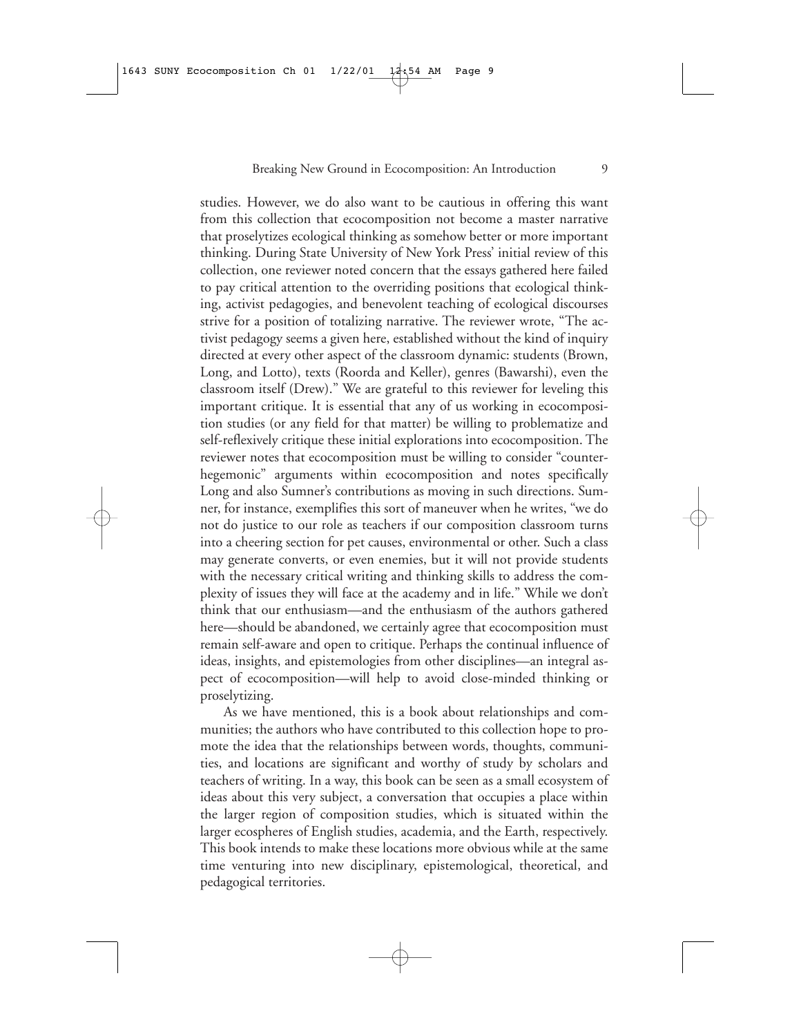studies. However, we do also want to be cautious in offering this want from this collection that ecocomposition not become a master narrative that proselytizes ecological thinking as somehow better or more important thinking. During State University of New York Press' initial review of this collection, one reviewer noted concern that the essays gathered here failed to pay critical attention to the overriding positions that ecological thinking, activist pedagogies, and benevolent teaching of ecological discourses strive for a position of totalizing narrative. The reviewer wrote, "The activist pedagogy seems a given here, established without the kind of inquiry directed at every other aspect of the classroom dynamic: students (Brown, Long, and Lotto), texts (Roorda and Keller), genres (Bawarshi), even the classroom itself (Drew)." We are grateful to this reviewer for leveling this important critique. It is essential that any of us working in ecocomposition studies (or any field for that matter) be willing to problematize and self-reflexively critique these initial explorations into ecocomposition. The reviewer notes that ecocomposition must be willing to consider "counterhegemonic" arguments within ecocomposition and notes specifically Long and also Sumner's contributions as moving in such directions. Sumner, for instance, exemplifies this sort of maneuver when he writes, "we do not do justice to our role as teachers if our composition classroom turns into a cheering section for pet causes, environmental or other. Such a class may generate converts, or even enemies, but it will not provide students with the necessary critical writing and thinking skills to address the complexity of issues they will face at the academy and in life." While we don't think that our enthusiasm—and the enthusiasm of the authors gathered here—should be abandoned, we certainly agree that ecocomposition must remain self-aware and open to critique. Perhaps the continual influence of ideas, insights, and epistemologies from other disciplines—an integral aspect of ecocomposition—will help to avoid close-minded thinking or proselytizing.

As we have mentioned, this is a book about relationships and communities; the authors who have contributed to this collection hope to promote the idea that the relationships between words, thoughts, communities, and locations are significant and worthy of study by scholars and teachers of writing. In a way, this book can be seen as a small ecosystem of ideas about this very subject, a conversation that occupies a place within the larger region of composition studies, which is situated within the larger ecospheres of English studies, academia, and the Earth, respectively. This book intends to make these locations more obvious while at the same time venturing into new disciplinary, epistemological, theoretical, and pedagogical territories.